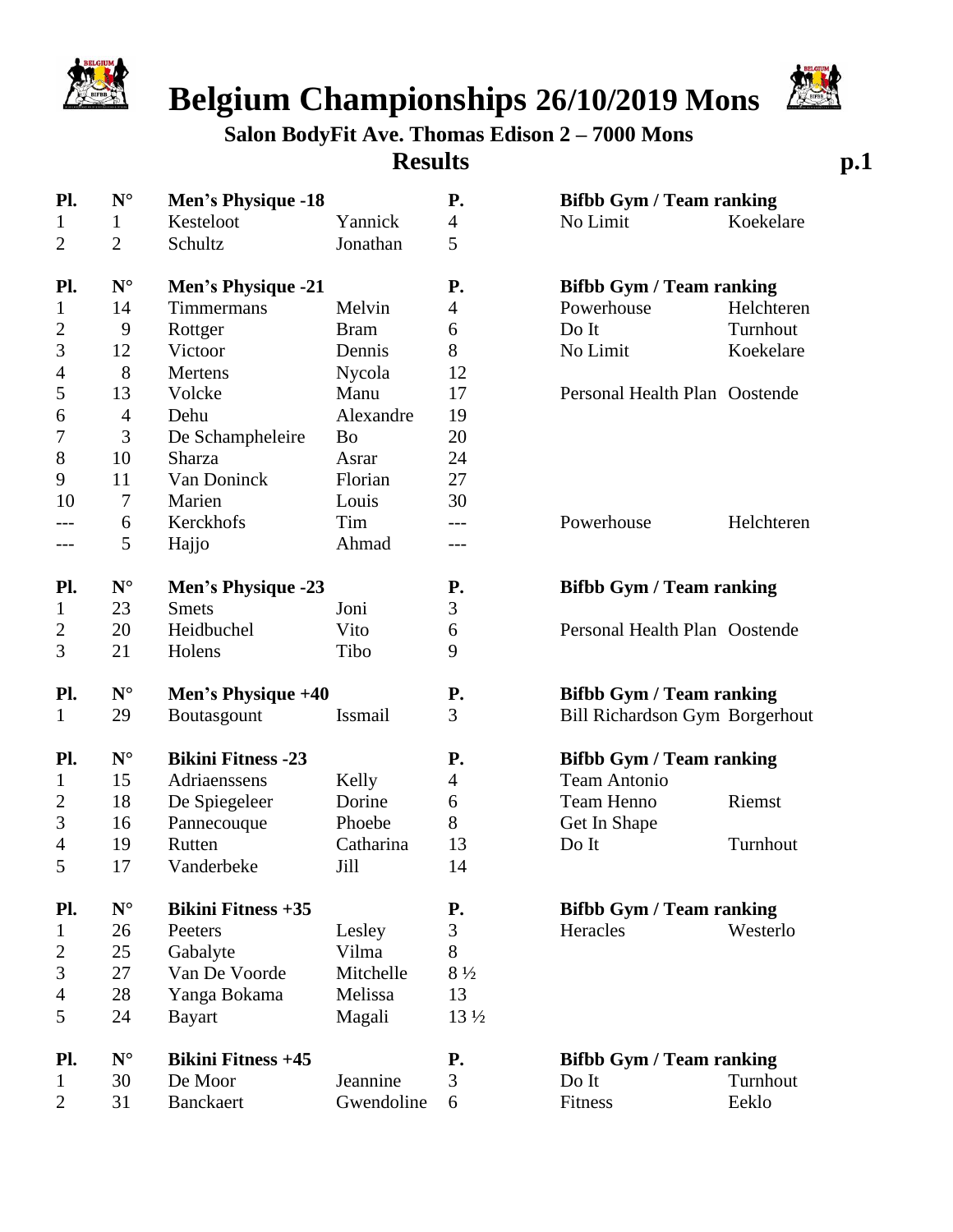# Belgium Championships 26/10/2019 Mons

**Salon BodyFit Ave. Thomas Edison 2 – 7000 Mons**

## Results

| Pl. | N° | Men's Physique -18 | | P. | Bifbb Gym / Team ranking | |
|---|---|---|---|---|---|---|
| 1 | 1 | Kesteloot | Yannick | 4 | No Limit | Koekelare |
| 2 | 2 | Schultz | Jonathan | 5 | | |

| Pl. | N° | Men's Physique -21 | | P. | Bifbb Gym / Team ranking | |
|---|---|---|---|---|---|---|
| 1 | 14 | Timmermans | Melvin | 4 | Powerhouse | Helchteren |
| 2 | 9 | Rottger | Bram | 6 | Do It | Turnhout |
| 3 | 12 | Victoor | Dennis | 8 | No Limit | Koekelare |
| 4 | 8 | Mertens | Nycola | 12 | | |
| 5 | 13 | Volcke | Manu | 17 | Personal Health Plan | Oostende |
| 6 | 4 | Dehu | Alexandre | 19 | | |
| 7 | 3 | De Schampheleire | Bo | 20 | | |
| 8 | 10 | Sharza | Asrar | 24 | | |
| 9 | 11 | Van Doninck | Florian | 27 | | |
| 10 | 7 | Marien | Louis | 30 | | |
| --- | 6 | Kerckhofs | Tim | --- | Powerhouse | Helchteren |
| --- | 5 | Hajjo | Ahmad | --- | | |

| Pl. | N° | Men's Physique -23 | | P. | Bifbb Gym / Team ranking | |
|---|---|---|---|---|---|---|
| 1 | 23 | Smets | Joni | 3 | | |
| 2 | 20 | Heidbuchel | Vito | 6 | Personal Health Plan | Oostende |
| 3 | 21 | Holens | Tibo | 9 | | |

| Pl. | N° | Men's Physique +40 | | P. | Bifbb Gym / Team ranking | |
|---|---|---|---|---|---|---|
| 1 | 29 | Boutasgount | Issmail | 3 | Bill Richardson Gym | Borgerhout |

| Pl. | N° | Bikini Fitness -23 | | P. | Bifbb Gym / Team ranking | |
|---|---|---|---|---|---|---|
| 1 | 15 | Adriaenssens | Kelly | 4 | Team Antonio | |
| 2 | 18 | De Spiegeleer | Dorine | 6 | Team Henno | Riemst |
| 3 | 16 | Pannecouque | Phoebe | 8 | Get In Shape | |
| 4 | 19 | Rutten | Catharina | 13 | Do It | Turnhout |
| 5 | 17 | Vanderbeke | Jill | 14 | | |

| Pl. | N° | Bikini Fitness +35 | | P. | Bifbb Gym / Team ranking | |
|---|---|---|---|---|---|---|
| 1 | 26 | Peeters | Lesley | 3 | Heracles | Westerlo |
| 2 | 25 | Gabalyte | Vilma | 8 | | |
| 3 | 27 | Van De Voorde | Mitchelle | 8 ½ | | |
| 4 | 28 | Yanga Bokama | Melissa | 13 | | |
| 5 | 24 | Bayart | Magali | 13 ½ | | |

| Pl. | N° | Bikini Fitness +45 | | P. | Bifbb Gym / Team ranking | |
|---|---|---|---|---|---|---|
| 1 | 30 | De Moor | Jeannine | 3 | Do It | Turnhout |
| 2 | 31 | Banckaert | Gwendoline | 6 | Fitness | Eeklo |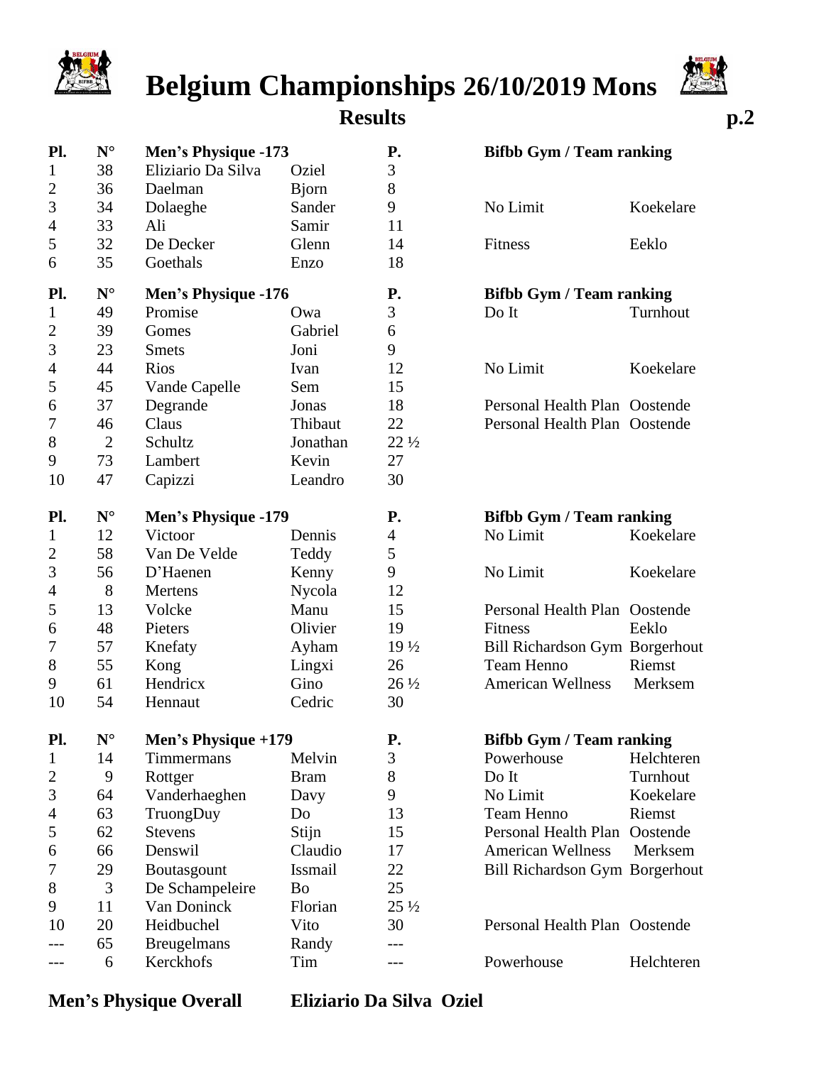# Belgium Championships 26/10/2019 Mons

## Results

| Pl. | N° | Men's Physique -173 | | P. | Bifbb Gym / Team ranking | |
|---|---|---|---|---|---|---|
| 1 | 38 | Eliziario Da Silva | Oziel | 3 | | |
| 2 | 36 | Daelman | Bjorn | 8 | | |
| 3 | 34 | Dolaeghe | Sander | 9 | No Limit | Koekelare |
| 4 | 33 | Ali | Samir | 11 | | |
| 5 | 32 | De Decker | Glenn | 14 | Fitness | Eeklo |
| 6 | 35 | Goethals | Enzo | 18 | | |

| Pl. | N° | Men's Physique -176 | | P. | Bifbb Gym / Team ranking | |
|---|---|---|---|---|---|---|
| 1 | 49 | Promise | Owa | 3 | Do It | Turnhout |
| 2 | 39 | Gomes | Gabriel | 6 | | |
| 3 | 23 | Smets | Joni | 9 | | |
| 4 | 44 | Rios | Ivan | 12 | No Limit | Koekelare |
| 5 | 45 | Vande Capelle | Sem | 15 | | |
| 6 | 37 | Degrande | Jonas | 18 | Personal Health Plan | Oostende |
| 7 | 46 | Claus | Thibaut | 22 | Personal Health Plan | Oostende |
| 8 | 2 | Schultz | Jonathan | 22 ½ | | |
| 9 | 73 | Lambert | Kevin | 27 | | |
| 10 | 47 | Capizzi | Leandro | 30 | | |

| Pl. | N° | Men's Physique -179 | | P. | Bifbb Gym / Team ranking | |
|---|---|---|---|---|---|---|
| 1 | 12 | Victoor | Dennis | 4 | No Limit | Koekelare |
| 2 | 58 | Van De Velde | Teddy | 5 | | |
| 3 | 56 | D'Haenen | Kenny | 9 | No Limit | Koekelare |
| 4 | 8 | Mertens | Nycola | 12 | | |
| 5 | 13 | Volcke | Manu | 15 | Personal Health Plan | Oostende |
| 6 | 48 | Pieters | Olivier | 19 | Fitness | Eeklo |
| 7 | 57 | Knefaty | Ayham | 19 ½ | Bill Richardson Gym | Borgerhout |
| 8 | 55 | Kong | Lingxi | 26 | Team Henno | Riemst |
| 9 | 61 | Hendricx | Gino | 26 ½ | American Wellness | Merksem |
| 10 | 54 | Hennaut | Cedric | 30 | | |

| Pl. | N° | Men's Physique +179 | | P. | Bifbb Gym / Team ranking | |
|---|---|---|---|---|---|---|
| 1 | 14 | Timmermans | Melvin | 3 | Powerhouse | Helchteren |
| 2 | 9 | Rottger | Bram | 8 | Do It | Turnhout |
| 3 | 64 | Vanderhaeghen | Davy | 9 | No Limit | Koekelare |
| 4 | 63 | TruongDuy | Do | 13 | Team Henno | Riemst |
| 5 | 62 | Stevens | Stijn | 15 | Personal Health Plan | Oostende |
| 6 | 66 | Denswil | Claudio | 17 | American Wellness | Merksem |
| 7 | 29 | Boutasgount | Issmail | 22 | Bill Richardson Gym | Borgerhout |
| 8 | 3 | De Schampeleire | Bo | 25 | | |
| 9 | 11 | Van Doninck | Florian | 25 ½ | | |
| 10 | 20 | Heidbuchel | Vito | 30 | Personal Health Plan | Oostende |
| --- | 65 | Breugelmans | Randy | --- | | |
| --- | 6 | Kerckhofs | Tim | --- | Powerhouse | Helchteren |

**Men's Physique Overall** **Eliziario Da Silva Oziel**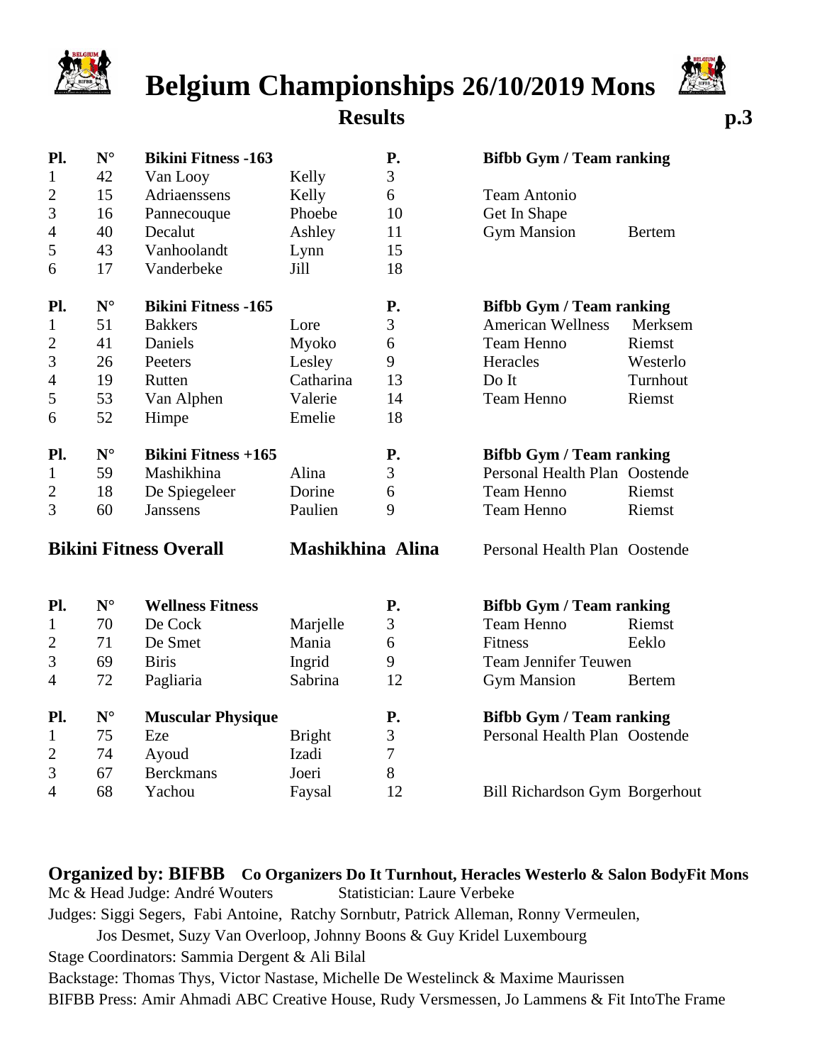# Belgium Championships 26/10/2019 Mons

## Results

| Pl. | N° | Bikini Fitness -163 | | P. | Bifbb Gym / Team ranking | |
|---|---|---|---|---|---|---|
| 1 | 42 | Van Looy | Kelly | 3 | | |
| 2 | 15 | Adriaenssens | Kelly | 6 | Team Antonio | |
| 3 | 16 | Pannecouque | Phoebe | 10 | Get In Shape | |
| 4 | 40 | Decalut | Ashley | 11 | Gym Mansion | Bertem |
| 5 | 43 | Vanhoolandt | Lynn | 15 | | |
| 6 | 17 | Vanderbeke | Jill | 18 | | |

| Pl. | N° | Bikini Fitness -165 | | P. | Bifbb Gym / Team ranking | |
|---|---|---|---|---|---|---|
| 1 | 51 | Bakkers | Lore | 3 | American Wellness | Merksem |
| 2 | 41 | Daniels | Myoko | 6 | Team Henno | Riemst |
| 3 | 26 | Peeters | Lesley | 9 | Heracles | Westerlo |
| 4 | 19 | Rutten | Catharina | 13 | Do It | Turnhout |
| 5 | 53 | Van Alphen | Valerie | 14 | Team Henno | Riemst |
| 6 | 52 | Himpe | Emelie | 18 | | |

| Pl. | N° | Bikini Fitness +165 | | P. | Bifbb Gym / Team ranking | |
|---|---|---|---|---|---|---|
| 1 | 59 | Mashikhina | Alina | 3 | Personal Health Plan | Oostende |
| 2 | 18 | De Spiegeleer | Dorine | 6 | Team Henno | Riemst |
| 3 | 60 | Janssens | Paulien | 9 | Team Henno | Riemst |

**Bikini Fitness Overall** — **Mashikhina Alina** — Personal Health Plan Oostende

| Pl. | N° | Wellness Fitness | | P. | Bifbb Gym / Team ranking | |
|---|---|---|---|---|---|---|
| 1 | 70 | De Cock | Marjelle | 3 | Team Henno | Riemst |
| 2 | 71 | De Smet | Mania | 6 | Fitness | Eeklo |
| 3 | 69 | Biris | Ingrid | 9 | Team Jennifer Teuwen | |
| 4 | 72 | Pagliaria | Sabrina | 12 | Gym Mansion | Bertem |

| Pl. | N° | Muscular Physique | | P. | Bifbb Gym / Team ranking | |
|---|---|---|---|---|---|---|
| 1 | 75 | Eze | Bright | 3 | Personal Health Plan | Oostende |
| 2 | 74 | Ayoud | Izadi | 7 | | |
| 3 | 67 | Berckmans | Joeri | 8 | | |
| 4 | 68 | Yachou | Faysal | 12 | Bill Richardson Gym | Borgerhout |

**Organized by: BIFBB** **Co Organizers Do It Turnhout, Heracles Westerlo & Salon BodyFit Mons**

Mc & Head Judge: André Wouters Statistician: Laure Verbeke

Judges: Siggi Segers, Fabi Antoine, Ratchy Sornbutr, Patrick Alleman, Ronny Vermeulen, Jos Desmet, Suzy Van Overloop, Johnny Boons & Guy Kridel Luxembourg

Stage Coordinators: Sammia Dergent & Ali Bilal

Backstage: Thomas Thys, Victor Nastase, Michelle De Westelinck & Maxime Maurissen

BIFBB Press: Amir Ahmadi ABC Creative House, Rudy Versmessen, Jo Lammens & Fit IntoThe Frame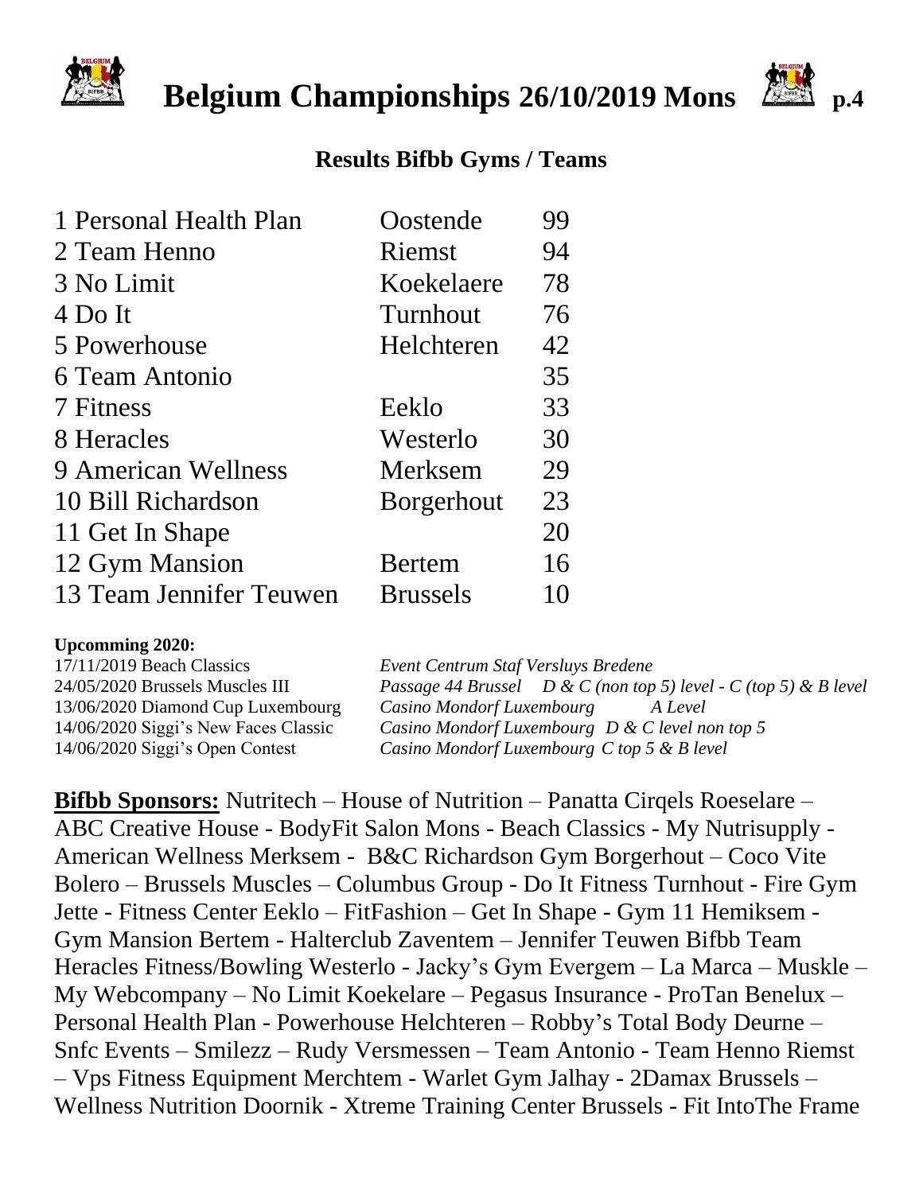# Belgium Championships 26/10/2019 Mons

## Results Bifbb Gyms / Teams

| | | |
|---|---|---|
| 1 Personal Health Plan | Oostende | 99 |
| 2 Team Henno | Riemst | 94 |
| 3 No Limit | Koekelaere | 78 |
| 4 Do It | Turnhout | 76 |
| 5 Powerhouse | Helchteren | 42 |
| 6 Team Antonio | | 35 |
| 7 Fitness | Eeklo | 33 |
| 8 Heracles | Westerlo | 30 |
| 9 American Wellness | Merksem | 29 |
| 10 Bill Richardson | Borgerhout | 23 |
| 11 Get In Shape | | 20 |
| 12 Gym Mansion | Bertem | 16 |
| 13 Team Jennifer Teuwen | Brussels | 10 |

**Upcomming 2020:**

| | |
|---|---|
| 17/11/2019 Beach Classics | *Event Centrum Staf Versluys Bredene* |
| 24/05/2020 Brussels Muscles III | *Passage 44 Brussel D & C (non top 5) level - C (top 5) & B level* |
| 13/06/2020 Diamond Cup Luxembourg | *Casino Mondorf Luxembourg A Level* |
| 14/06/2020 Siggi's New Faces Classic | *Casino Mondorf Luxembourg D & C level non top 5* |
| 14/06/2020 Siggi's Open Contest | *Casino Mondorf Luxembourg C top 5 & B level* |

**Bifbb Sponsors:** Nutritech – House of Nutrition – Panatta Cirqels Roeselare – ABC Creative House - BodyFit Salon Mons - Beach Classics - My Nutrisupply - American Wellness Merksem - B&C Richardson Gym Borgerhout – Coco Vite Bolero – Brussels Muscles – Columbus Group - Do It Fitness Turnhout - Fire Gym Jette - Fitness Center Eeklo – FitFashion – Get In Shape - Gym 11 Hemiksem - Gym Mansion Bertem - Halterclub Zaventem – Jennifer Teuwen Bifbb Team Heracles Fitness/Bowling Westerlo - Jacky's Gym Evergem – La Marca – Muskle – My Webcompany – No Limit Koekelare – Pegasus Insurance - ProTan Benelux – Personal Health Plan - Powerhouse Helchteren – Robby's Total Body Deurne – Snfc Events – Smilezz – Rudy Versmessen – Team Antonio - Team Henno Riemst – Vps Fitness Equipment Merchtem - Warlet Gym Jalhay - 2Damax Brussels – Wellness Nutrition Doornik - Xtreme Training Center Brussels - Fit IntoThe Frame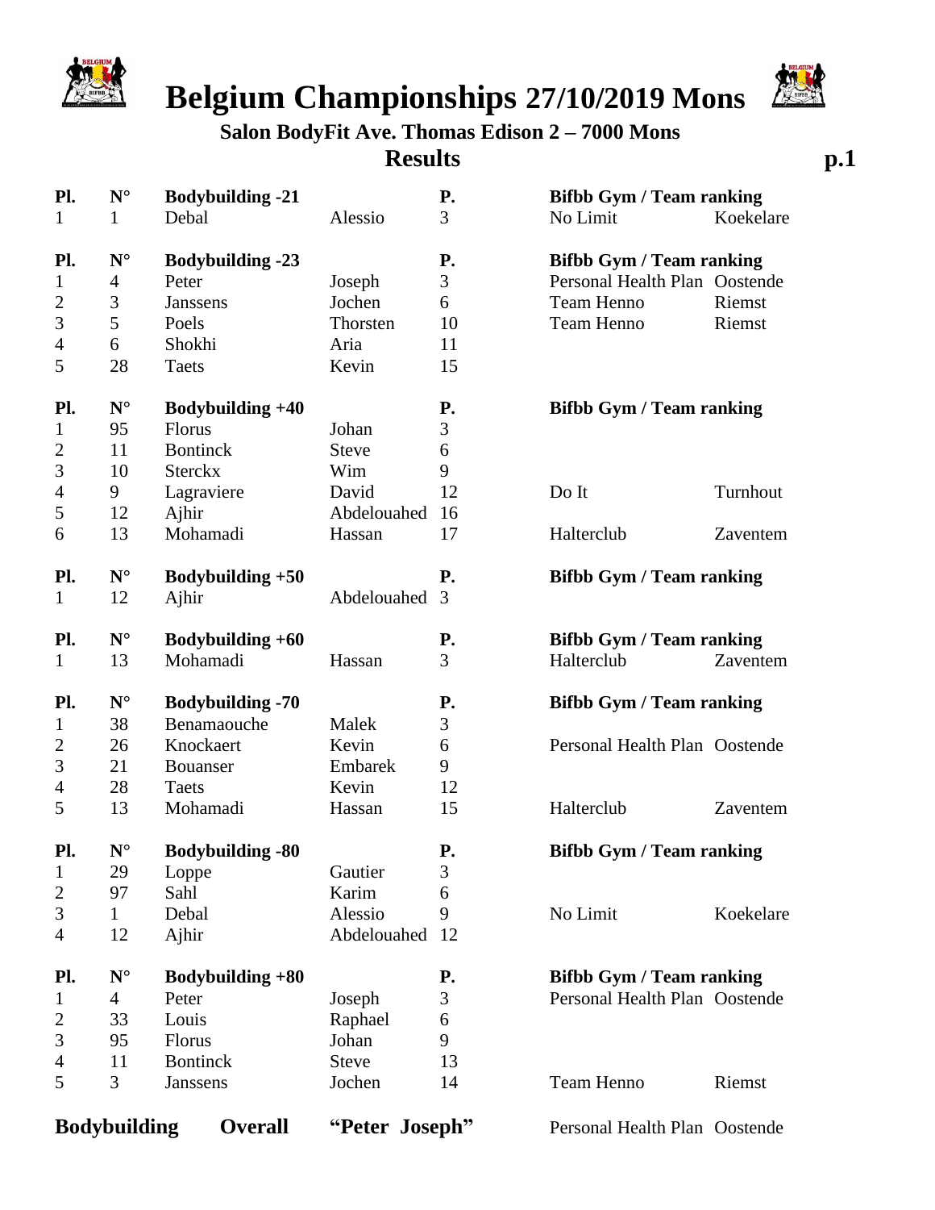# Belgium Championships 27/10/2019 Mons

**Salon BodyFit Ave. Thomas Edison 2 – 7000 Mons**

## Results

| Pl. | N° | Bodybuilding -21 | | P. | Bifbb Gym / Team ranking | |
|---|---|---|---|---|---|---|
| 1 | 1 | Debal | Alessio | 3 | No Limit | Koekelare |

| Pl. | N° | Bodybuilding -23 | | P. | Bifbb Gym / Team ranking | |
|---|---|---|---|---|---|---|
| 1 | 4 | Peter | Joseph | 3 | Personal Health Plan | Oostende |
| 2 | 3 | Janssens | Jochen | 6 | Team Henno | Riemst |
| 3 | 5 | Poels | Thorsten | 10 | Team Henno | Riemst |
| 4 | 6 | Shokhi | Aria | 11 | | |
| 5 | 28 | Taets | Kevin | 15 | | |

| Pl. | N° | Bodybuilding +40 | | P. | Bifbb Gym / Team ranking | |
|---|---|---|---|---|---|---|
| 1 | 95 | Florus | Johan | 3 | | |
| 2 | 11 | Bontinck | Steve | 6 | | |
| 3 | 10 | Sterckx | Wim | 9 | | |
| 4 | 9 | Lagraviere | David | 12 | Do It | Turnhout |
| 5 | 12 | Ajhir | Abdelouahed | 16 | | |
| 6 | 13 | Mohamadi | Hassan | 17 | Halterclub | Zaventem |

| Pl. | N° | Bodybuilding +50 | | P. | Bifbb Gym / Team ranking | |
|---|---|---|---|---|---|---|
| 1 | 12 | Ajhir | Abdelouahed | 3 | | |

| Pl. | N° | Bodybuilding +60 | | P. | Bifbb Gym / Team ranking | |
|---|---|---|---|---|---|---|
| 1 | 13 | Mohamadi | Hassan | 3 | Halterclub | Zaventem |

| Pl. | N° | Bodybuilding -70 | | P. | Bifbb Gym / Team ranking | |
|---|---|---|---|---|---|---|
| 1 | 38 | Benamaouche | Malek | 3 | | |
| 2 | 26 | Knockaert | Kevin | 6 | Personal Health Plan | Oostende |
| 3 | 21 | Bouanser | Embarek | 9 | | |
| 4 | 28 | Taets | Kevin | 12 | | |
| 5 | 13 | Mohamadi | Hassan | 15 | Halterclub | Zaventem |

| Pl. | N° | Bodybuilding -80 | | P. | Bifbb Gym / Team ranking | |
|---|---|---|---|---|---|---|
| 1 | 29 | Loppe | Gautier | 3 | | |
| 2 | 97 | Sahl | Karim | 6 | | |
| 3 | 1 | Debal | Alessio | 9 | No Limit | Koekelare |
| 4 | 12 | Ajhir | Abdelouahed | 12 | | |

| Pl. | N° | Bodybuilding +80 | | P. | Bifbb Gym / Team ranking | |
|---|---|---|---|---|---|---|
| 1 | 4 | Peter | Joseph | 3 | Personal Health Plan | Oostende |
| 2 | 33 | Louis | Raphael | 6 | | |
| 3 | 95 | Florus | Johan | 9 | | |
| 4 | 11 | Bontinck | Steve | 13 | | |
| 5 | 3 | Janssens | Jochen | 14 | Team Henno | Riemst |

**Bodybuilding Overall "Peter Joseph"** Personal Health Plan Oostende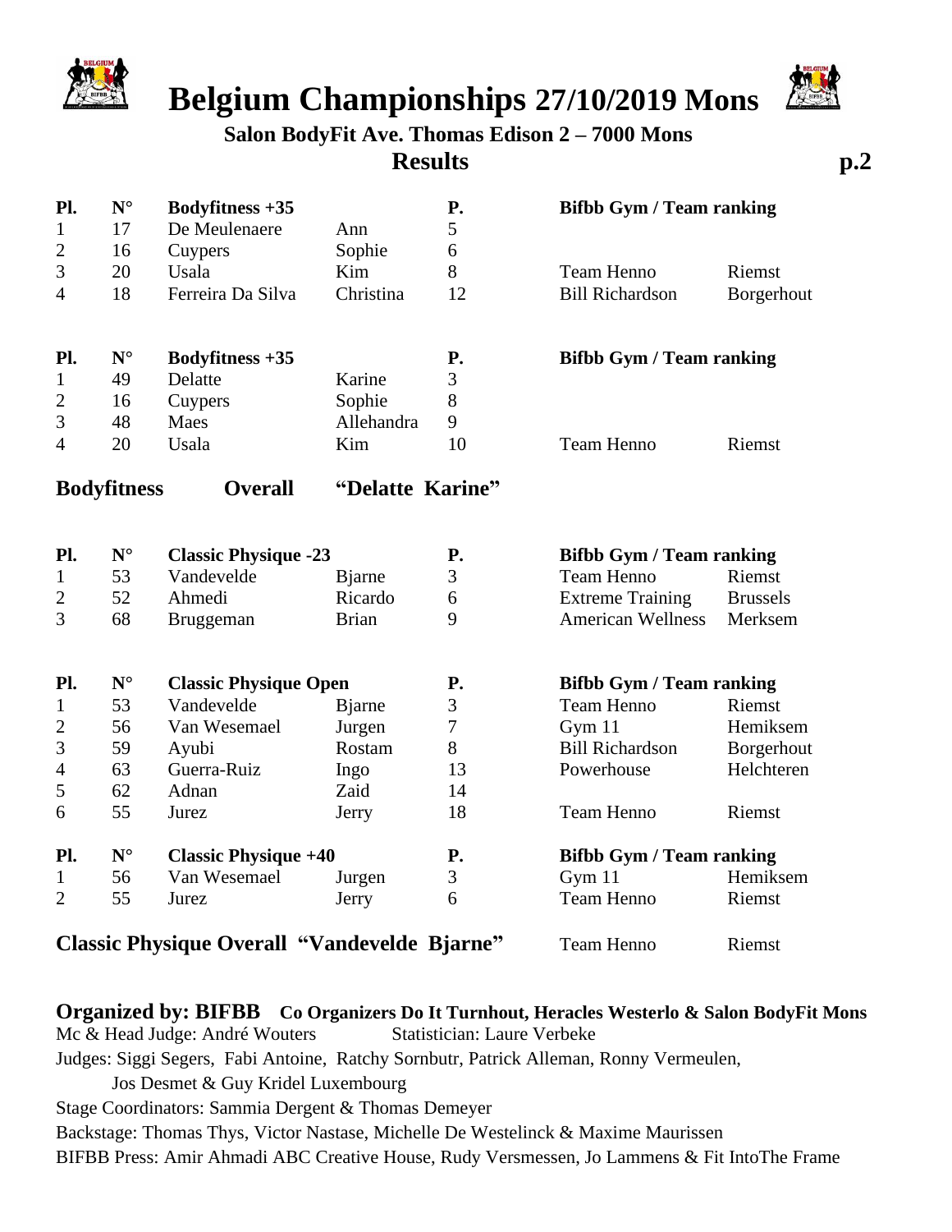# Belgium Championships 27/10/2019 Mons

**Salon BodyFit Ave. Thomas Edison 2 – 7000 Mons**

**Results** **p.2**

| Pl. | N° | Bodyfitness +35 | | P. | Bifbb Gym / Team ranking | |
|---|---|---|---|---|---|---|
| 1 | 17 | De Meulenaere | Ann | 5 | | |
| 2 | 16 | Cuypers | Sophie | 6 | | |
| 3 | 20 | Usala | Kim | 8 | Team Henno | Riemst |
| 4 | 18 | Ferreira Da Silva | Christina | 12 | Bill Richardson | Borgerhout |

| Pl. | N° | Bodyfitness +35 | | P. | Bifbb Gym / Team ranking | |
|---|---|---|---|---|---|---|
| 1 | 49 | Delatte | Karine | 3 | | |
| 2 | 16 | Cuypers | Sophie | 8 | | |
| 3 | 48 | Maes | Allehandra | 9 | | |
| 4 | 20 | Usala | Kim | 10 | Team Henno | Riemst |

**Bodyfitness Overall "Delatte Karine"**

| Pl. | N° | Classic Physique -23 | | P. | Bifbb Gym / Team ranking | |
|---|---|---|---|---|---|---|
| 1 | 53 | Vandevelde | Bjarne | 3 | Team Henno | Riemst |
| 2 | 52 | Ahmedi | Ricardo | 6 | Extreme Training | Brussels |
| 3 | 68 | Bruggeman | Brian | 9 | American Wellness | Merksem |

| Pl. | N° | Classic Physique Open | | P. | Bifbb Gym / Team ranking | |
|---|---|---|---|---|---|---|
| 1 | 53 | Vandevelde | Bjarne | 3 | Team Henno | Riemst |
| 2 | 56 | Van Wesemael | Jurgen | 7 | Gym 11 | Hemiksem |
| 3 | 59 | Ayubi | Rostam | 8 | Bill Richardson | Borgerhout |
| 4 | 63 | Guerra-Ruiz | Ingo | 13 | Powerhouse | Helchteren |
| 5 | 62 | Adnan | Zaid | 14 | | |
| 6 | 55 | Jurez | Jerry | 18 | Team Henno | Riemst |

| Pl. | N° | Classic Physique +40 | | P. | Bifbb Gym / Team ranking | |
|---|---|---|---|---|---|---|
| 1 | 56 | Van Wesemael | Jurgen | 3 | Gym 11 | Hemiksem |
| 2 | 55 | Jurez | Jerry | 6 | Team Henno | Riemst |

**Classic Physique Overall "Vandevelde Bjarne"** Team Henno Riemst

**Organized by: BIFBB** **Co Organizers Do It Turnhout, Heracles Westerlo & Salon BodyFit Mons**

Mc & Head Judge: André Wouters Statistician: Laure Verbeke

Judges: Siggi Segers, Fabi Antoine, Ratchy Sornbutr, Patrick Alleman, Ronny Vermeulen, Jos Desmet & Guy Kridel Luxembourg

Stage Coordinators: Sammia Dergent & Thomas Demeyer

Backstage: Thomas Thys, Victor Nastase, Michelle De Westelinck & Maxime Maurissen

BIFBB Press: Amir Ahmadi ABC Creative House, Rudy Versmessen, Jo Lammens & Fit IntoThe Frame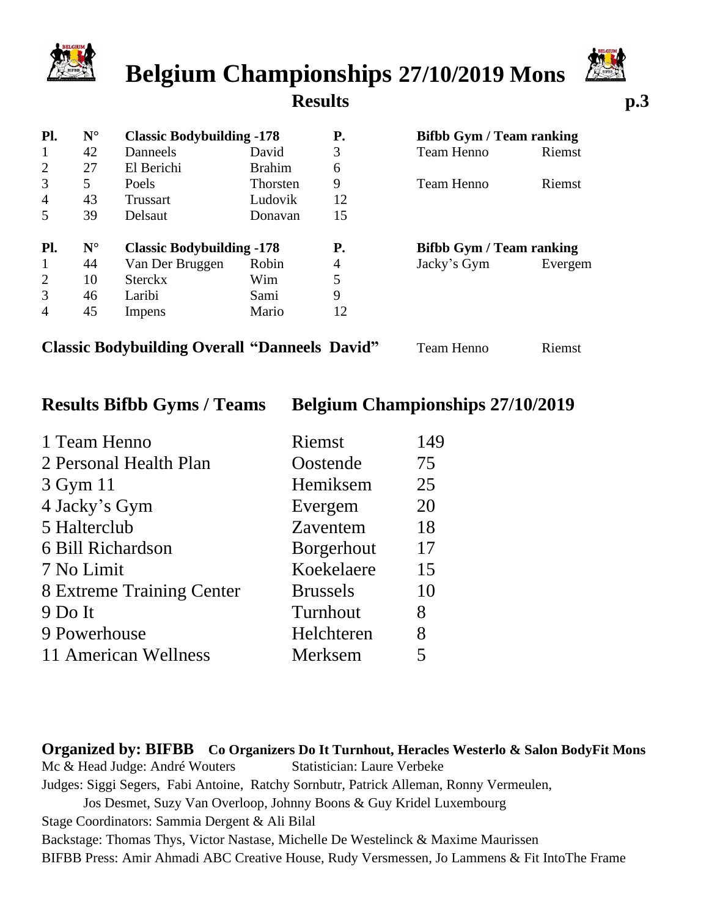# Belgium Championships 27/10/2019 Mons

## Results

| Pl. | N° | Classic Bodybuilding -178 | | P. | Bifbb Gym / Team ranking | |
|---|---|---|---|---|---|---|
| 1 | 42 | Danneels | David | 3 | Team Henno | Riemst |
| 2 | 27 | El Berichi | Brahim | 6 | | |
| 3 | 5 | Poels | Thorsten | 9 | Team Henno | Riemst |
| 4 | 43 | Trussart | Ludovik | 12 | | |
| 5 | 39 | Delsaut | Donavan | 15 | | |

| Pl. | N° | Classic Bodybuilding -178 | | P. | Bifbb Gym / Team ranking | |
|---|---|---|---|---|---|---|
| 1 | 44 | Van Der Bruggen | Robin | 4 | Jacky's Gym | Evergem |
| 2 | 10 | Sterckx | Wim | 5 | | |
| 3 | 46 | Laribi | Sami | 9 | | |
| 4 | 45 | Impens | Mario | 12 | | |

**Classic Bodybuilding Overall "Danneels David"** Team Henno Riemst

## Results Bifbb Gyms / Teams Belgium Championships 27/10/2019

| Team | City | Points |
|---|---|---|
| 1 Team Henno | Riemst | 149 |
| 2 Personal Health Plan | Oostende | 75 |
| 3 Gym 11 | Hemiksem | 25 |
| 4 Jacky's Gym | Evergem | 20 |
| 5 Halterclub | Zaventem | 18 |
| 6 Bill Richardson | Borgerhout | 17 |
| 7 No Limit | Koekelaere | 15 |
| 8 Extreme Training Center | Brussels | 10 |
| 9 Do It | Turnhout | 8 |
| 9 Powerhouse | Helchteren | 8 |
| 11 American Wellness | Merksem | 5 |

**Organized by: BIFBB** **Co Organizers Do It Turnhout, Heracles Westerlo & Salon BodyFit Mons**

Mc & Head Judge: André Wouters Statistician: Laure Verbeke

Judges: Siggi Segers, Fabi Antoine, Ratchy Sornbutr, Patrick Alleman, Ronny Vermeulen, Jos Desmet, Suzy Van Overloop, Johnny Boons & Guy Kridel Luxembourg

Stage Coordinators: Sammia Dergent & Ali Bilal

Backstage: Thomas Thys, Victor Nastase, Michelle De Westelinck & Maxime Maurissen

BIFBB Press: Amir Ahmadi ABC Creative House, Rudy Versmessen, Jo Lammens & Fit IntoThe Frame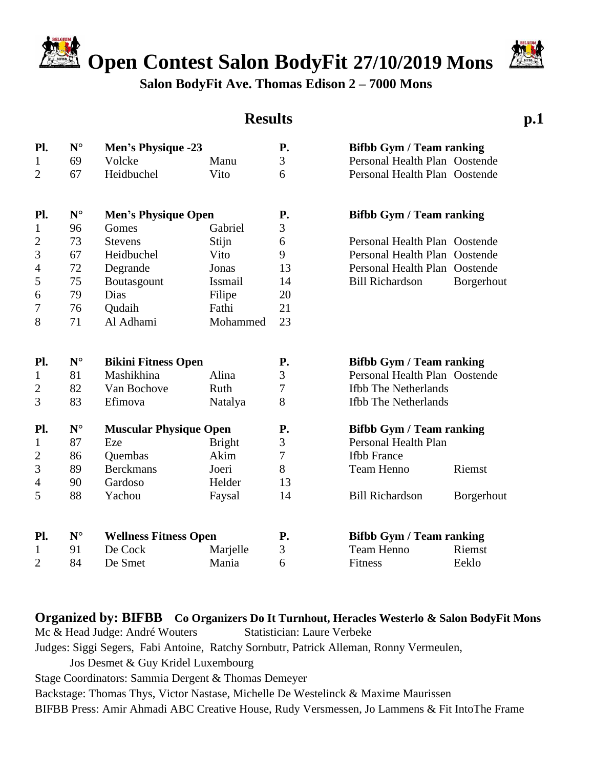# Open Contest Salon BodyFit 27/10/2019 Mons

**Salon BodyFit Ave. Thomas Edison 2 – 7000 Mons**

## Results

**p.1**

| Pl. | N° | Men's Physique -23 | | P. | Bifbb Gym / Team ranking | |
|---|---|---|---|---|---|---|
| 1 | 69 | Volcke | Manu | 3 | Personal Health Plan | Oostende |
| 2 | 67 | Heidbuchel | Vito | 6 | Personal Health Plan | Oostende |

| Pl. | N° | Men's Physique Open | | P. | Bifbb Gym / Team ranking | |
|---|---|---|---|---|---|---|
| 1 | 96 | Gomes | Gabriel | 3 | | |
| 2 | 73 | Stevens | Stijn | 6 | Personal Health Plan | Oostende |
| 3 | 67 | Heidbuchel | Vito | 9 | Personal Health Plan | Oostende |
| 4 | 72 | Degrande | Jonas | 13 | Personal Health Plan | Oostende |
| 5 | 75 | Boutasgount | Issmail | 14 | Bill Richardson | Borgerhout |
| 6 | 79 | Dias | Filipe | 20 | | |
| 7 | 76 | Qudaih | Fathi | 21 | | |
| 8 | 71 | Al Adhami | Mohammed | 23 | | |

| Pl. | N° | Bikini Fitness Open | | P. | Bifbb Gym / Team ranking | |
|---|---|---|---|---|---|---|
| 1 | 81 | Mashikhina | Alina | 3 | Personal Health Plan | Oostende |
| 2 | 82 | Van Bochove | Ruth | 7 | Ifbb The Netherlands | |
| 3 | 83 | Efimova | Natalya | 8 | Ifbb The Netherlands | |

| Pl. | N° | Muscular Physique Open | | P. | Bifbb Gym / Team ranking | |
|---|---|---|---|---|---|---|
| 1 | 87 | Eze | Bright | 3 | Personal Health Plan | |
| 2 | 86 | Quembas | Akim | 7 | Ifbb France | |
| 3 | 89 | Berckmans | Joeri | 8 | Team Henno | Riemst |
| 4 | 90 | Gardoso | Helder | 13 | | |
| 5 | 88 | Yachou | Faysal | 14 | Bill Richardson | Borgerhout |

| Pl. | N° | Wellness Fitness Open | | P. | Bifbb Gym / Team ranking | |
|---|---|---|---|---|---|---|
| 1 | 91 | De Cock | Marjelle | 3 | Team Henno | Riemst |
| 2 | 84 | De Smet | Mania | 6 | Fitness | Eeklo |

**Organized by: BIFBB** **Co Organizers Do It Turnhout, Heracles Westerlo & Salon BodyFit Mons**

Mc & Head Judge: André Wouters Statistician: Laure Verbeke

Judges: Siggi Segers, Fabi Antoine, Ratchy Sornbutr, Patrick Alleman, Ronny Vermeulen, Jos Desmet & Guy Kridel Luxembourg

Stage Coordinators: Sammia Dergent & Thomas Demeyer

Backstage: Thomas Thys, Victor Nastase, Michelle De Westelinck & Maxime Maurissen

BIFBB Press: Amir Ahmadi ABC Creative House, Rudy Versmessen, Jo Lammens & Fit IntoThe Frame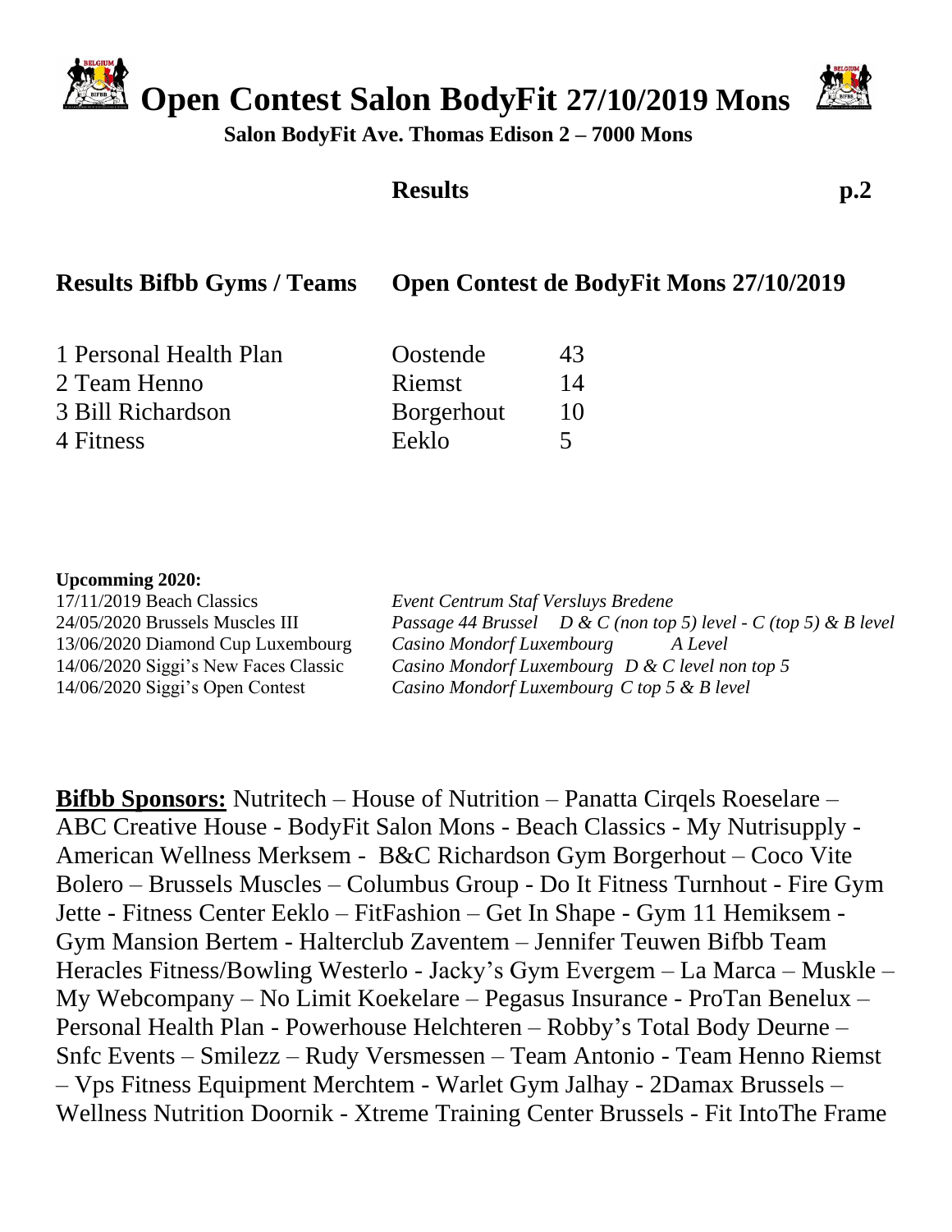# Open Contest Salon BodyFit 27/10/2019 Mons

**Salon BodyFit Ave. Thomas Edison 2 – 7000 Mons**

**Results** **p.2**

## Results Bifbb Gyms / Teams Open Contest de BodyFit Mons 27/10/2019

| | | |
|---|---|---|
| 1 Personal Health Plan | Oostende | 43 |
| 2 Team Henno | Riemst | 14 |
| 3 Bill Richardson | Borgerhout | 10 |
| 4 Fitness | Eeklo | 5 |

**Upcomming 2020:**

| | |
|---|---|
| 17/11/2019 Beach Classics | *Event Centrum Staf Versluys Bredene* |
| 24/05/2020 Brussels Muscles III | *Passage 44 Brussel D & C (non top 5) level - C (top 5) & B level* |
| 13/06/2020 Diamond Cup Luxembourg | *Casino Mondorf Luxembourg A Level* |
| 14/06/2020 Siggi's New Faces Classic | *Casino Mondorf Luxembourg D & C level non top 5* |
| 14/06/2020 Siggi's Open Contest | *Casino Mondorf Luxembourg C top 5 & B level* |

**Bifbb Sponsors:** Nutritech – House of Nutrition – Panatta Cirqels Roeselare – ABC Creative House - BodyFit Salon Mons - Beach Classics - My Nutrisupply - American Wellness Merksem - B&C Richardson Gym Borgerhout – Coco Vite Bolero – Brussels Muscles – Columbus Group - Do It Fitness Turnhout - Fire Gym Jette - Fitness Center Eeklo – FitFashion – Get In Shape - Gym 11 Hemiksem - Gym Mansion Bertem - Halterclub Zaventem – Jennifer Teuwen Bifbb Team Heracles Fitness/Bowling Westerlo - Jacky's Gym Evergem – La Marca – Muskle – My Webcompany – No Limit Koekelare – Pegasus Insurance - ProTan Benelux – Personal Health Plan - Powerhouse Helchteren – Robby's Total Body Deurne – Snfc Events – Smilezz – Rudy Versmessen – Team Antonio - Team Henno Riemst – Vps Fitness Equipment Merchtem - Warlet Gym Jalhay - 2Damax Brussels – Wellness Nutrition Doornik - Xtreme Training Center Brussels - Fit IntoThe Frame